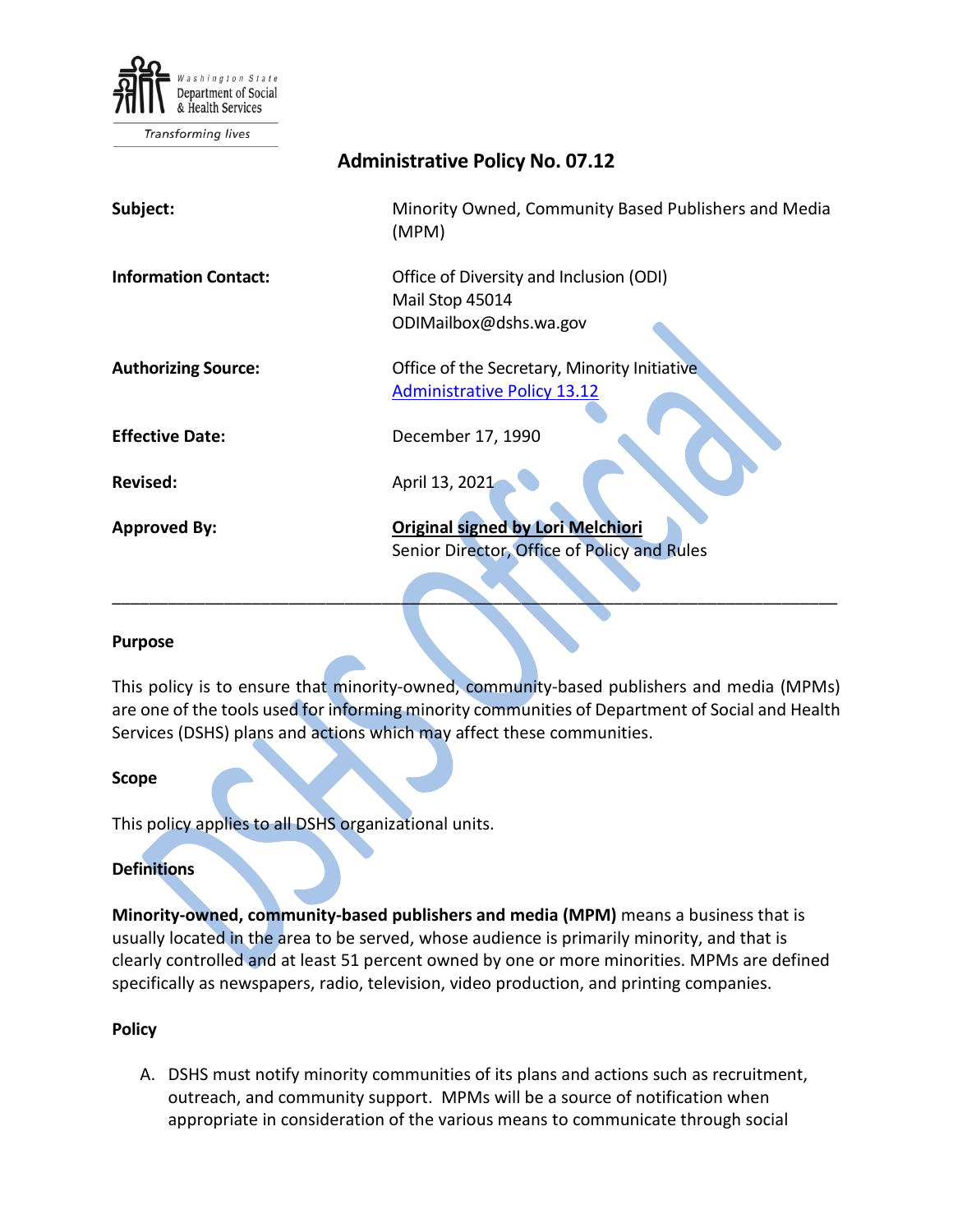Washington State Department of Social & Health Services

Transforming lives

# Administrative Policy No. 07.12

| | |
|---|---|
| **Subject:** | Minority Owned, Community Based Publishers and Media (MPM) |
| **Information Contact:** | Office of Diversity and Inclusion (ODI)<br>Mail Stop 45014<br>ODIMailbox@dshs.wa.gov |
| **Authorizing Source:** | Office of the Secretary, Minority Initiative<br>Administrative Policy 13.12 |
| **Effective Date:** | December 17, 1990 |
| **Revised:** | April 13, 2021 |
| **Approved By:** | **Original signed by Lori Melchiori**<br>Senior Director, Office of Policy and Rules |

---

## Purpose

This policy is to ensure that minority-owned, community-based publishers and media (MPMs) are one of the tools used for informing minority communities of Department of Social and Health Services (DSHS) plans and actions which may affect these communities.

## Scope

This policy applies to all DSHS organizational units.

## Definitions

**Minority-owned, community-based publishers and media (MPM)** means a business that is usually located in the area to be served, whose audience is primarily minority, and that is clearly controlled and at least 51 percent owned by one or more minorities. MPMs are defined specifically as newspapers, radio, television, video production, and printing companies.

## Policy

A. DSHS must notify minority communities of its plans and actions such as recruitment, outreach, and community support. MPMs will be a source of notification when appropriate in consideration of the various means to communicate through social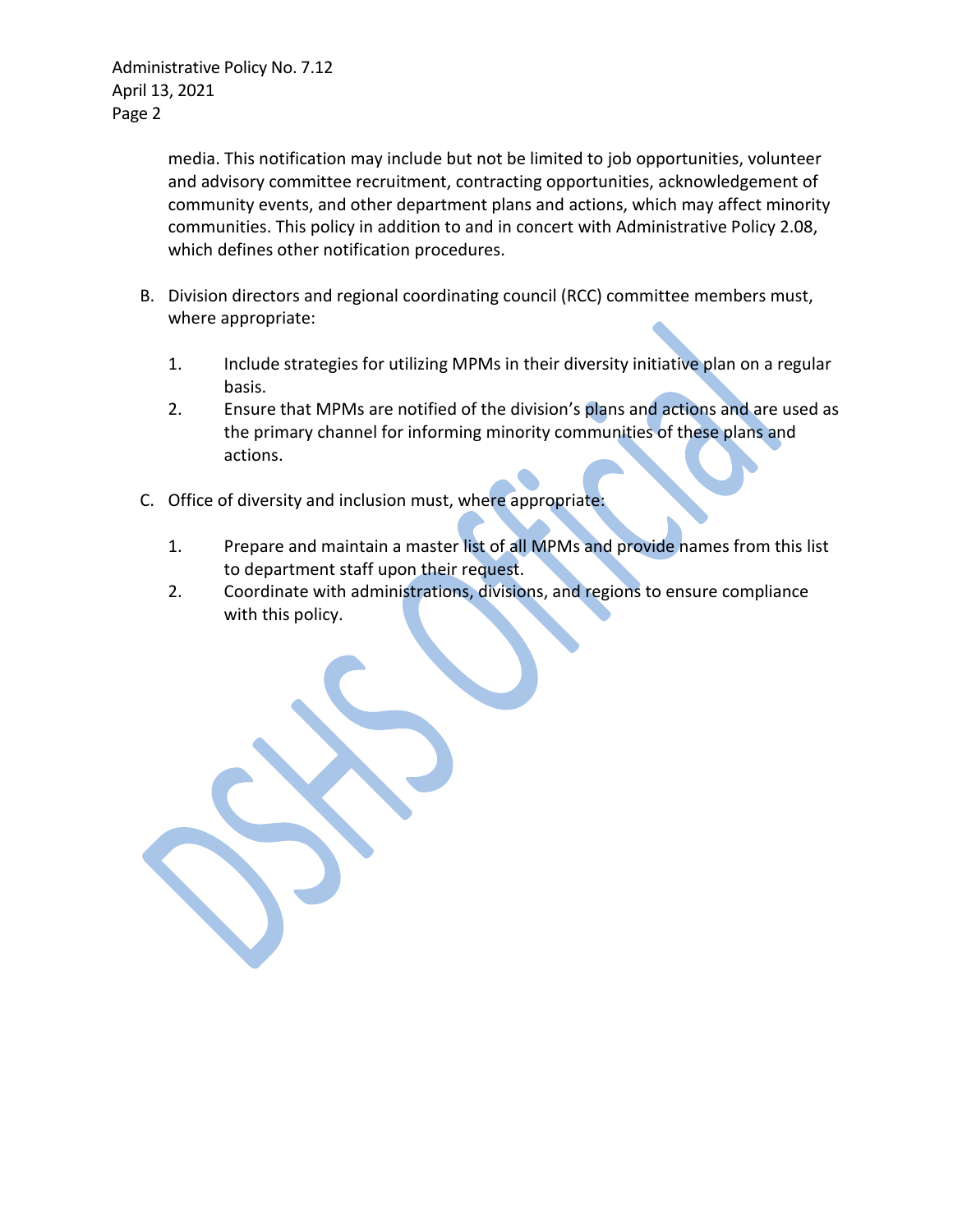media. This notification may include but not be limited to job opportunities, volunteer and advisory committee recruitment, contracting opportunities, acknowledgement of community events, and other department plans and actions, which may affect minority communities. This policy in addition to and in concert with Administrative Policy 2.08, which defines other notification procedures.

B. Division directors and regional coordinating council (RCC) committee members must, where appropriate:

   1. Include strategies for utilizing MPMs in their diversity initiative plan on a regular basis.
   2. Ensure that MPMs are notified of the division's plans and actions and are used as the primary channel for informing minority communities of these plans and actions.

C. Office of diversity and inclusion must, where appropriate:

   1. Prepare and maintain a master list of all MPMs and provide names from this list to department staff upon their request.
   2. Coordinate with administrations, divisions, and regions to ensure compliance with this policy.